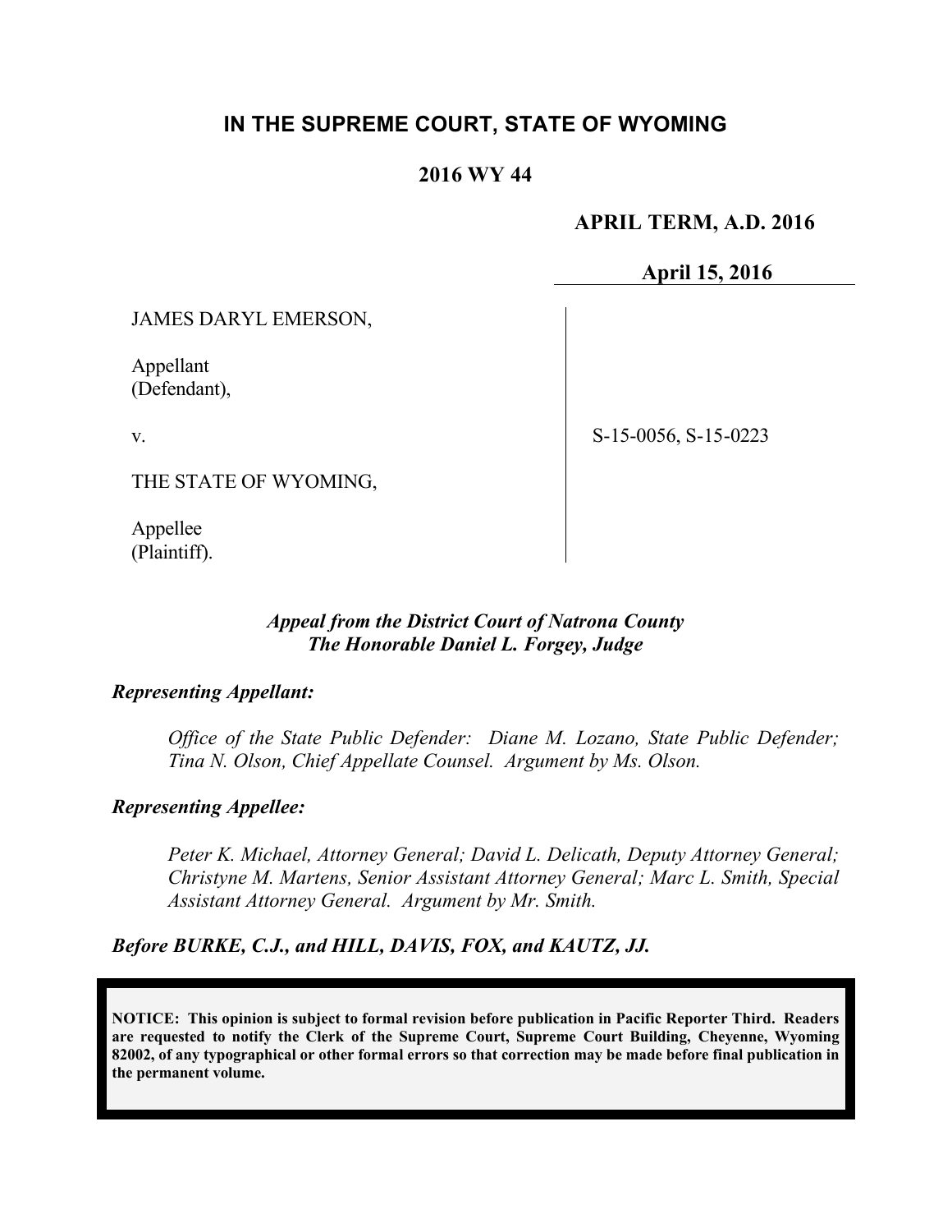# IN THE SUPREME COURT, STATE OF WYOMING

## 2016 WY 44

**APRIL TERM, A.D. 2016**

**April 15, 2016**

| | |
|---|---|
| JAMES DARYL EMERSON,<br><br>Appellant<br>(Defendant),<br><br>v.<br><br>THE STATE OF WYOMING,<br><br>Appellee<br>(Plaintiff). | S-15-0056, S-15-0223 |

***Appeal from the District Court of Natrona County***
***The Honorable Daniel L. Forgey, Judge***

***Representing Appellant:***

*Office of the State Public Defender: Diane M. Lozano, State Public Defender; Tina N. Olson, Chief Appellate Counsel. Argument by Ms. Olson.*

***Representing Appellee:***

*Peter K. Michael, Attorney General; David L. Delicath, Deputy Attorney General; Christyne M. Martens, Senior Assistant Attorney General; Marc L. Smith, Special Assistant Attorney General. Argument by Mr. Smith.*

***Before BURKE, C.J., and HILL, DAVIS, FOX, and KAUTZ, JJ.***

**NOTICE: This opinion is subject to formal revision before publication in Pacific Reporter Third. Readers are requested to notify the Clerk of the Supreme Court, Supreme Court Building, Cheyenne, Wyoming 82002, of any typographical or other formal errors so that correction may be made before final publication in the permanent volume.**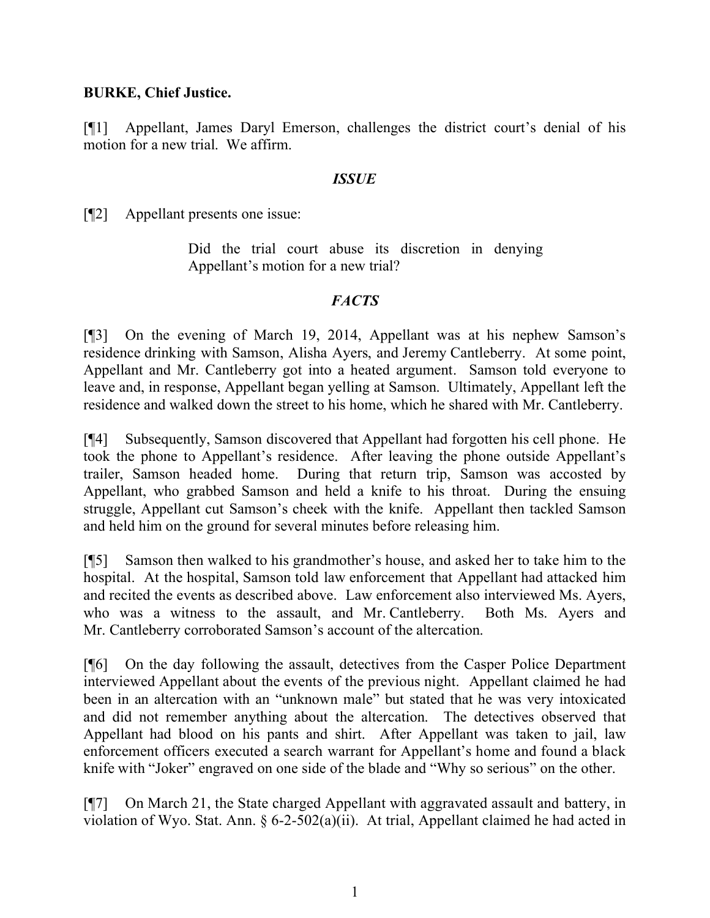**BURKE, Chief Justice.**

[¶1] Appellant, James Daryl Emerson, challenges the district court's denial of his motion for a new trial. We affirm.

## *ISSUE*

[¶2] Appellant presents one issue:

> Did the trial court abuse its discretion in denying Appellant's motion for a new trial?

## *FACTS*

[¶3] On the evening of March 19, 2014, Appellant was at his nephew Samson's residence drinking with Samson, Alisha Ayers, and Jeremy Cantleberry. At some point, Appellant and Mr. Cantleberry got into a heated argument. Samson told everyone to leave and, in response, Appellant began yelling at Samson. Ultimately, Appellant left the residence and walked down the street to his home, which he shared with Mr. Cantleberry.

[¶4] Subsequently, Samson discovered that Appellant had forgotten his cell phone. He took the phone to Appellant's residence. After leaving the phone outside Appellant's trailer, Samson headed home. During that return trip, Samson was accosted by Appellant, who grabbed Samson and held a knife to his throat. During the ensuing struggle, Appellant cut Samson's cheek with the knife. Appellant then tackled Samson and held him on the ground for several minutes before releasing him.

[¶5] Samson then walked to his grandmother's house, and asked her to take him to the hospital. At the hospital, Samson told law enforcement that Appellant had attacked him and recited the events as described above. Law enforcement also interviewed Ms. Ayers, who was a witness to the assault, and Mr. Cantleberry. Both Ms. Ayers and Mr. Cantleberry corroborated Samson's account of the altercation.

[¶6] On the day following the assault, detectives from the Casper Police Department interviewed Appellant about the events of the previous night. Appellant claimed he had been in an altercation with an "unknown male" but stated that he was very intoxicated and did not remember anything about the altercation. The detectives observed that Appellant had blood on his pants and shirt. After Appellant was taken to jail, law enforcement officers executed a search warrant for Appellant's home and found a black knife with "Joker" engraved on one side of the blade and "Why so serious" on the other.

[¶7] On March 21, the State charged Appellant with aggravated assault and battery, in violation of Wyo. Stat. Ann. § 6-2-502(a)(ii). At trial, Appellant claimed he had acted in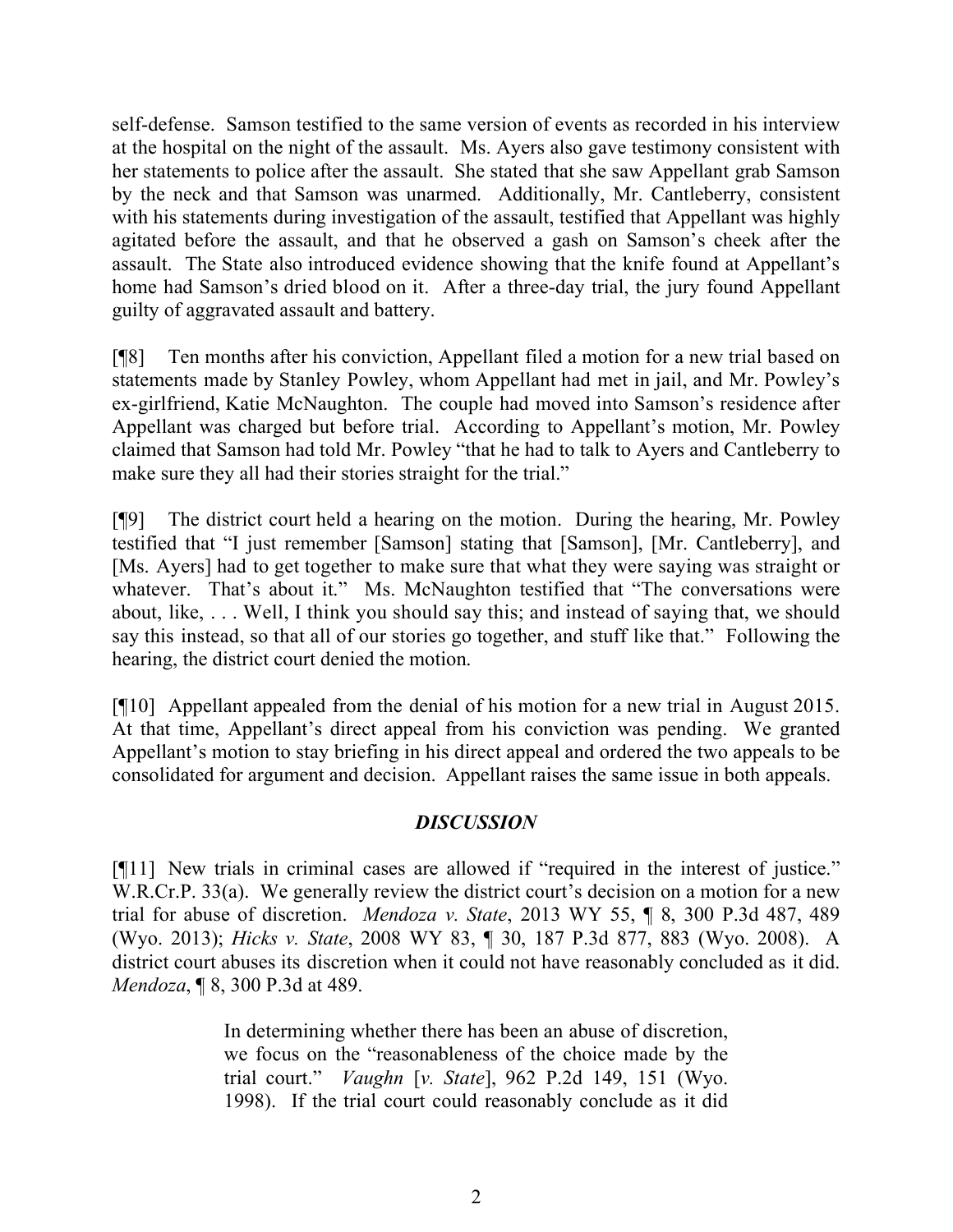self-defense. Samson testified to the same version of events as recorded in his interview at the hospital on the night of the assault. Ms. Ayers also gave testimony consistent with her statements to police after the assault. She stated that she saw Appellant grab Samson by the neck and that Samson was unarmed. Additionally, Mr. Cantleberry, consistent with his statements during investigation of the assault, testified that Appellant was highly agitated before the assault, and that he observed a gash on Samson's cheek after the assault. The State also introduced evidence showing that the knife found at Appellant's home had Samson's dried blood on it. After a three-day trial, the jury found Appellant guilty of aggravated assault and battery.

[¶8] Ten months after his conviction, Appellant filed a motion for a new trial based on statements made by Stanley Powley, whom Appellant had met in jail, and Mr. Powley's ex-girlfriend, Katie McNaughton. The couple had moved into Samson's residence after Appellant was charged but before trial. According to Appellant's motion, Mr. Powley claimed that Samson had told Mr. Powley "that he had to talk to Ayers and Cantleberry to make sure they all had their stories straight for the trial."

[¶9] The district court held a hearing on the motion. During the hearing, Mr. Powley testified that "I just remember [Samson] stating that [Samson], [Mr. Cantleberry], and [Ms. Ayers] had to get together to make sure that what they were saying was straight or whatever. That's about it." Ms. McNaughton testified that "The conversations were about, like, . . . Well, I think you should say this; and instead of saying that, we should say this instead, so that all of our stories go together, and stuff like that." Following the hearing, the district court denied the motion.

[¶10] Appellant appealed from the denial of his motion for a new trial in August 2015. At that time, Appellant's direct appeal from his conviction was pending. We granted Appellant's motion to stay briefing in his direct appeal and ordered the two appeals to be consolidated for argument and decision. Appellant raises the same issue in both appeals.

## *DISCUSSION*

[¶11] New trials in criminal cases are allowed if "required in the interest of justice." W.R.Cr.P. 33(a). We generally review the district court's decision on a motion for a new trial for abuse of discretion. *Mendoza v. State*, 2013 WY 55, ¶ 8, 300 P.3d 487, 489 (Wyo. 2013); *Hicks v. State*, 2008 WY 83, ¶ 30, 187 P.3d 877, 883 (Wyo. 2008). A district court abuses its discretion when it could not have reasonably concluded as it did. *Mendoza*, ¶ 8, 300 P.3d at 489.

> In determining whether there has been an abuse of discretion, we focus on the "reasonableness of the choice made by the trial court." *Vaughn* [*v. State*], 962 P.2d 149, 151 (Wyo. 1998). If the trial court could reasonably conclude as it did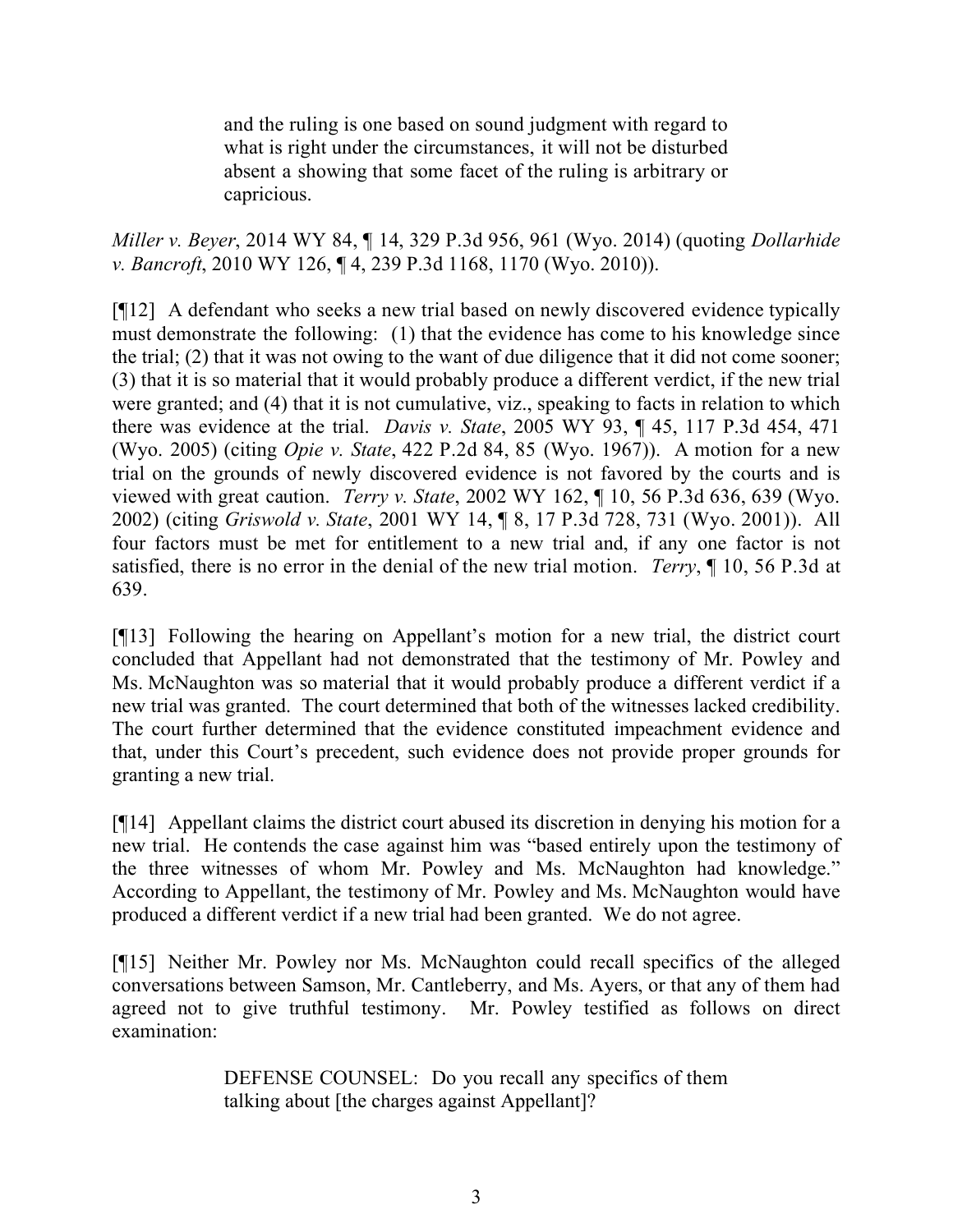> and the ruling is one based on sound judgment with regard to what is right under the circumstances, it will not be disturbed absent a showing that some facet of the ruling is arbitrary or capricious.

*Miller v. Beyer*, 2014 WY 84, ¶ 14, 329 P.3d 956, 961 (Wyo. 2014) (quoting *Dollarhide v. Bancroft*, 2010 WY 126, ¶ 4, 239 P.3d 1168, 1170 (Wyo. 2010)).

[¶12] A defendant who seeks a new trial based on newly discovered evidence typically must demonstrate the following: (1) that the evidence has come to his knowledge since the trial; (2) that it was not owing to the want of due diligence that it did not come sooner; (3) that it is so material that it would probably produce a different verdict, if the new trial were granted; and (4) that it is not cumulative, viz., speaking to facts in relation to which there was evidence at the trial. *Davis v. State*, 2005 WY 93, ¶ 45, 117 P.3d 454, 471 (Wyo. 2005) (citing *Opie v. State*, 422 P.2d 84, 85 (Wyo. 1967)). A motion for a new trial on the grounds of newly discovered evidence is not favored by the courts and is viewed with great caution. *Terry v. State*, 2002 WY 162, ¶ 10, 56 P.3d 636, 639 (Wyo. 2002) (citing *Griswold v. State*, 2001 WY 14, ¶ 8, 17 P.3d 728, 731 (Wyo. 2001)). All four factors must be met for entitlement to a new trial and, if any one factor is not satisfied, there is no error in the denial of the new trial motion. *Terry*, ¶ 10, 56 P.3d at 639.

[¶13] Following the hearing on Appellant's motion for a new trial, the district court concluded that Appellant had not demonstrated that the testimony of Mr. Powley and Ms. McNaughton was so material that it would probably produce a different verdict if a new trial was granted. The court determined that both of the witnesses lacked credibility. The court further determined that the evidence constituted impeachment evidence and that, under this Court's precedent, such evidence does not provide proper grounds for granting a new trial.

[¶14] Appellant claims the district court abused its discretion in denying his motion for a new trial. He contends the case against him was "based entirely upon the testimony of the three witnesses of whom Mr. Powley and Ms. McNaughton had knowledge." According to Appellant, the testimony of Mr. Powley and Ms. McNaughton would have produced a different verdict if a new trial had been granted. We do not agree.

[¶15] Neither Mr. Powley nor Ms. McNaughton could recall specifics of the alleged conversations between Samson, Mr. Cantleberry, and Ms. Ayers, or that any of them had agreed not to give truthful testimony. Mr. Powley testified as follows on direct examination:

> DEFENSE COUNSEL: Do you recall any specifics of them talking about [the charges against Appellant]?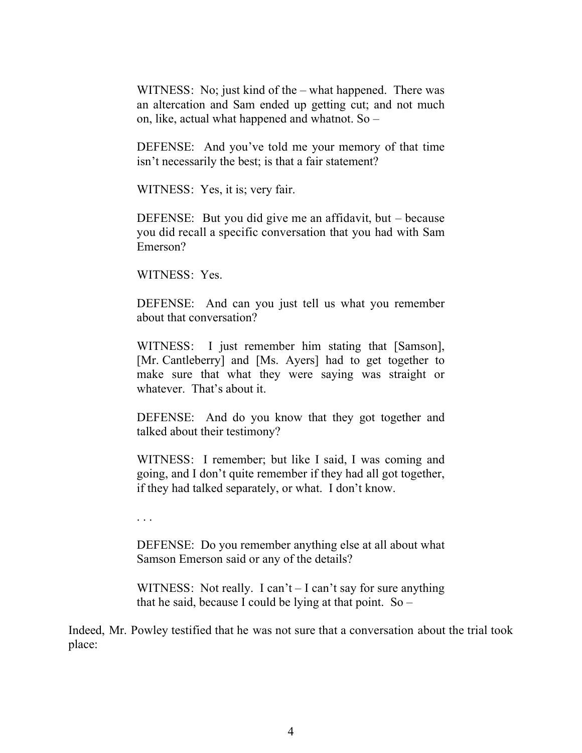> WITNESS: No; just kind of the – what happened. There was an altercation and Sam ended up getting cut; and not much on, like, actual what happened and whatnot. So –
>
> DEFENSE: And you've told me your memory of that time isn't necessarily the best; is that a fair statement?
>
> WITNESS: Yes, it is; very fair.
>
> DEFENSE: But you did give me an affidavit, but – because you did recall a specific conversation that you had with Sam Emerson?
>
> WITNESS: Yes.
>
> DEFENSE: And can you just tell us what you remember about that conversation?
>
> WITNESS: I just remember him stating that [Samson], [Mr. Cantleberry] and [Ms. Ayers] had to get together to make sure that what they were saying was straight or whatever. That's about it.
>
> DEFENSE: And do you know that they got together and talked about their testimony?
>
> WITNESS: I remember; but like I said, I was coming and going, and I don't quite remember if they had all got together, if they had talked separately, or what. I don't know.
>
> . . .
>
> DEFENSE: Do you remember anything else at all about what Samson Emerson said or any of the details?
>
> WITNESS: Not really. I can't – I can't say for sure anything that he said, because I could be lying at that point. So –

Indeed, Mr. Powley testified that he was not sure that a conversation about the trial took place: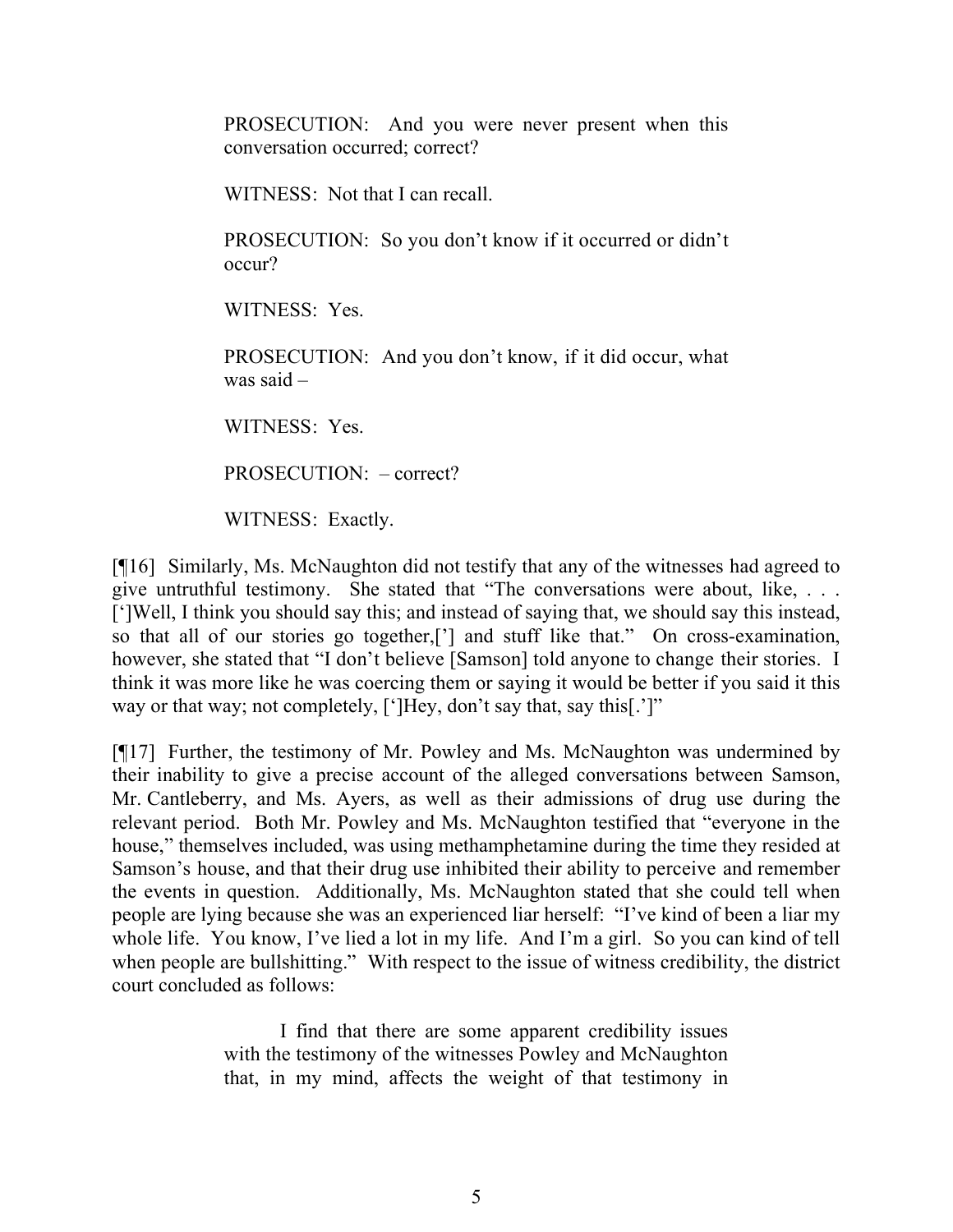> PROSECUTION: And you were never present when this conversation occurred; correct?
>
> WITNESS: Not that I can recall.
>
> PROSECUTION: So you don't know if it occurred or didn't occur?
>
> WITNESS: Yes.
>
> PROSECUTION: And you don't know, if it did occur, what was said –
>
> WITNESS: Yes.
>
> PROSECUTION: – correct?
>
> WITNESS: Exactly.

[¶16] Similarly, Ms. McNaughton did not testify that any of the witnesses had agreed to give untruthful testimony. She stated that "The conversations were about, like, . . . [']Well, I think you should say this; and instead of saying that, we should say this instead, so that all of our stories go together,['] and stuff like that." On cross-examination, however, she stated that "I don't believe [Samson] told anyone to change their stories. I think it was more like he was coercing them or saying it would be better if you said it this way or that way; not completely, [']Hey, don't say that, say this[.']"

[¶17] Further, the testimony of Mr. Powley and Ms. McNaughton was undermined by their inability to give a precise account of the alleged conversations between Samson, Mr. Cantleberry, and Ms. Ayers, as well as their admissions of drug use during the relevant period. Both Mr. Powley and Ms. McNaughton testified that "everyone in the house," themselves included, was using methamphetamine during the time they resided at Samson's house, and that their drug use inhibited their ability to perceive and remember the events in question. Additionally, Ms. McNaughton stated that she could tell when people are lying because she was an experienced liar herself: "I've kind of been a liar my whole life. You know, I've lied a lot in my life. And I'm a girl. So you can kind of tell when people are bullshitting." With respect to the issue of witness credibility, the district court concluded as follows:

> I find that there are some apparent credibility issues with the testimony of the witnesses Powley and McNaughton that, in my mind, affects the weight of that testimony in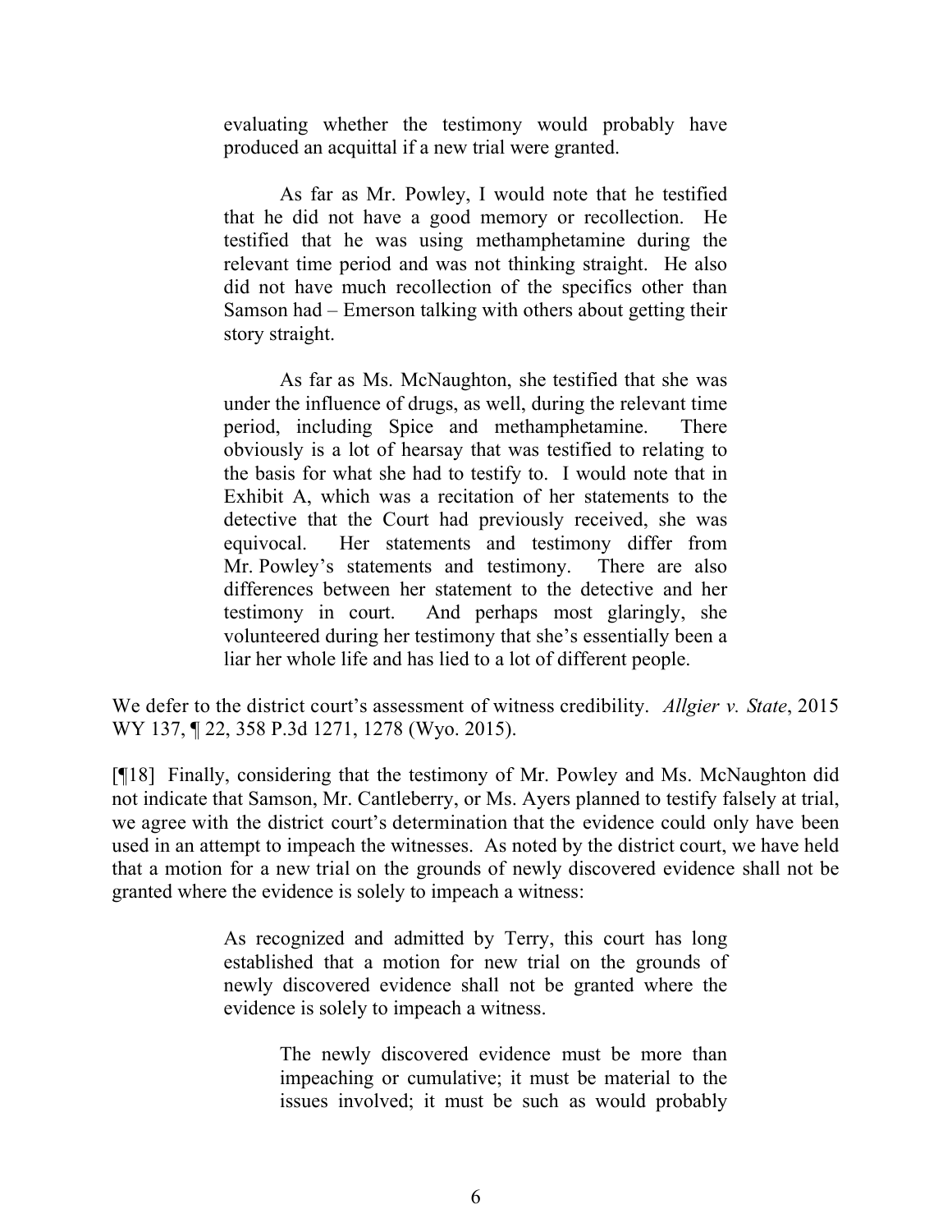> evaluating whether the testimony would probably have produced an acquittal if a new trial were granted.
>
> As far as Mr. Powley, I would note that he testified that he did not have a good memory or recollection. He testified that he was using methamphetamine during the relevant time period and was not thinking straight. He also did not have much recollection of the specifics other than Samson had – Emerson talking with others about getting their story straight.
>
> As far as Ms. McNaughton, she testified that she was under the influence of drugs, as well, during the relevant time period, including Spice and methamphetamine. There obviously is a lot of hearsay that was testified to relating to the basis for what she had to testify to. I would note that in Exhibit A, which was a recitation of her statements to the detective that the Court had previously received, she was equivocal. Her statements and testimony differ from Mr. Powley's statements and testimony. There are also differences between her statement to the detective and her testimony in court. And perhaps most glaringly, she volunteered during her testimony that she's essentially been a liar her whole life and has lied to a lot of different people.

We defer to the district court's assessment of witness credibility. *Allgier v. State*, 2015 WY 137, ¶ 22, 358 P.3d 1271, 1278 (Wyo. 2015).

[¶18] Finally, considering that the testimony of Mr. Powley and Ms. McNaughton did not indicate that Samson, Mr. Cantleberry, or Ms. Ayers planned to testify falsely at trial, we agree with the district court's determination that the evidence could only have been used in an attempt to impeach the witnesses. As noted by the district court, we have held that a motion for a new trial on the grounds of newly discovered evidence shall not be granted where the evidence is solely to impeach a witness:

> As recognized and admitted by Terry, this court has long established that a motion for new trial on the grounds of newly discovered evidence shall not be granted where the evidence is solely to impeach a witness.
>
> > The newly discovered evidence must be more than impeaching or cumulative; it must be material to the issues involved; it must be such as would probably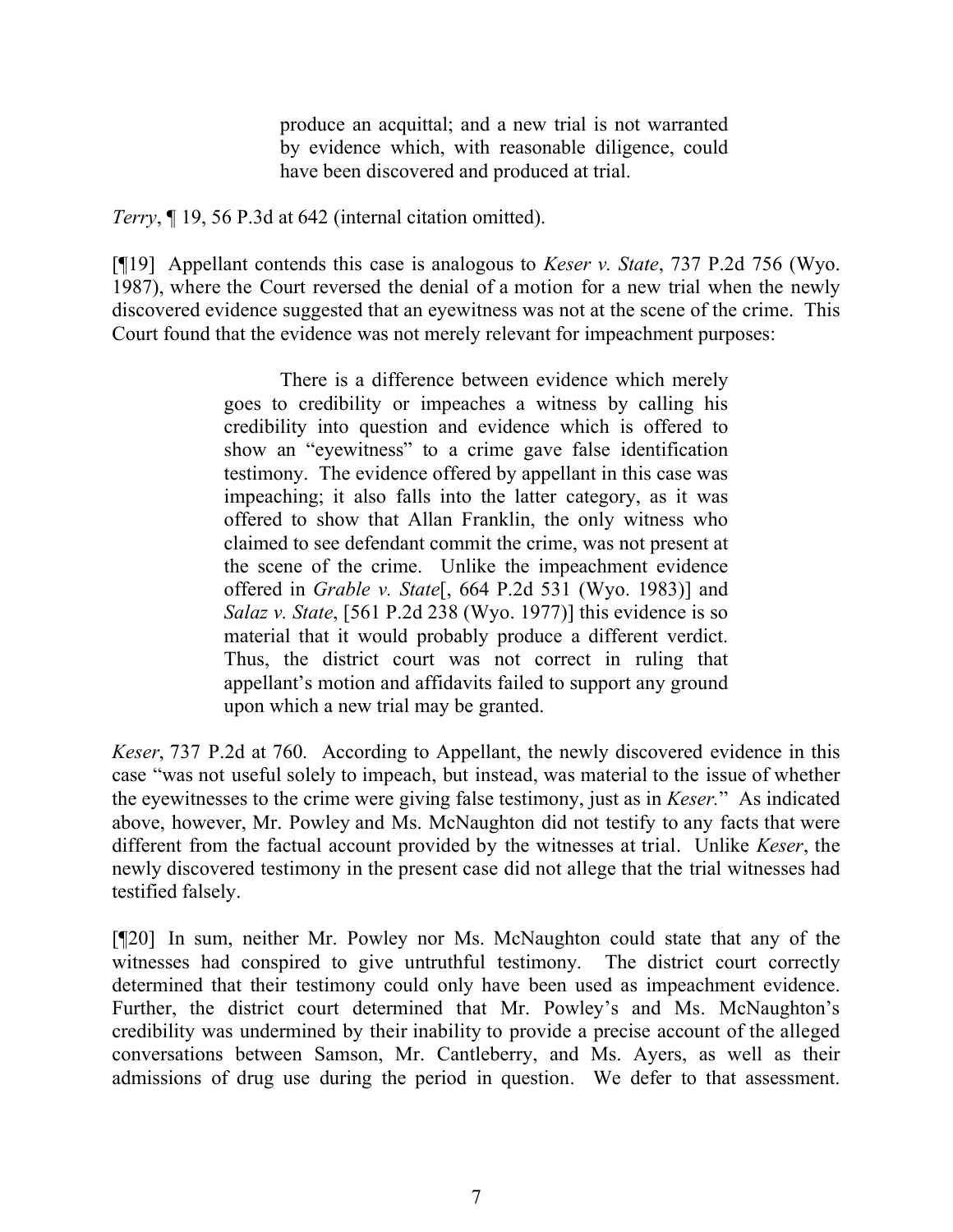> produce an acquittal; and a new trial is not warranted by evidence which, with reasonable diligence, could have been discovered and produced at trial.

*Terry*, ¶ 19, 56 P.3d at 642 (internal citation omitted).

[¶19] Appellant contends this case is analogous to *Keser v. State*, 737 P.2d 756 (Wyo. 1987), where the Court reversed the denial of a motion for a new trial when the newly discovered evidence suggested that an eyewitness was not at the scene of the crime. This Court found that the evidence was not merely relevant for impeachment purposes:

> There is a difference between evidence which merely goes to credibility or impeaches a witness by calling his credibility into question and evidence which is offered to show an "eyewitness" to a crime gave false identification testimony. The evidence offered by appellant in this case was impeaching; it also falls into the latter category, as it was offered to show that Allan Franklin, the only witness who claimed to see defendant commit the crime, was not present at the scene of the crime. Unlike the impeachment evidence offered in *Grable v. State*[, 664 P.2d 531 (Wyo. 1983)] and *Salaz v. State*, [561 P.2d 238 (Wyo. 1977)] this evidence is so material that it would probably produce a different verdict. Thus, the district court was not correct in ruling that appellant's motion and affidavits failed to support any ground upon which a new trial may be granted.

*Keser*, 737 P.2d at 760. According to Appellant, the newly discovered evidence in this case "was not useful solely to impeach, but instead, was material to the issue of whether the eyewitnesses to the crime were giving false testimony, just as in *Keser.*" As indicated above, however, Mr. Powley and Ms. McNaughton did not testify to any facts that were different from the factual account provided by the witnesses at trial. Unlike *Keser*, the newly discovered testimony in the present case did not allege that the trial witnesses had testified falsely.

[¶20] In sum, neither Mr. Powley nor Ms. McNaughton could state that any of the witnesses had conspired to give untruthful testimony. The district court correctly determined that their testimony could only have been used as impeachment evidence. Further, the district court determined that Mr. Powley's and Ms. McNaughton's credibility was undermined by their inability to provide a precise account of the alleged conversations between Samson, Mr. Cantleberry, and Ms. Ayers, as well as their admissions of drug use during the period in question. We defer to that assessment.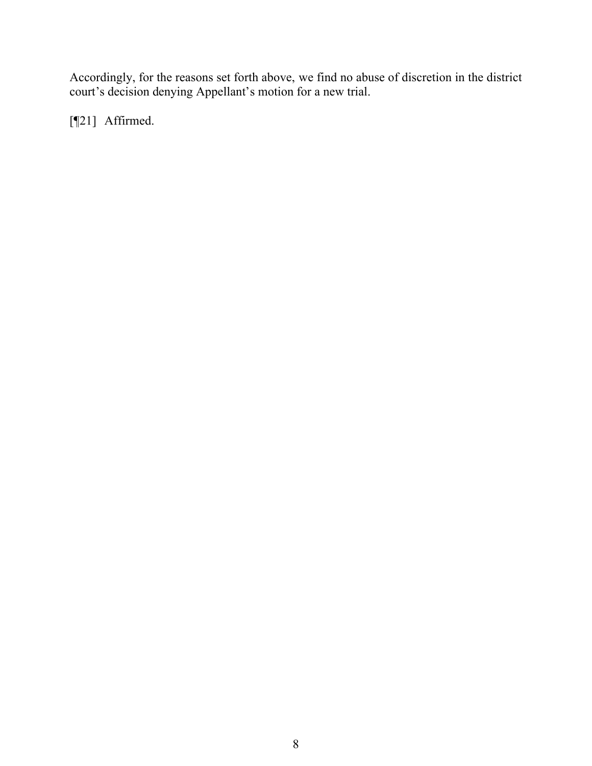Accordingly, for the reasons set forth above, we find no abuse of discretion in the district court's decision denying Appellant's motion for a new trial.

[¶21] Affirmed.